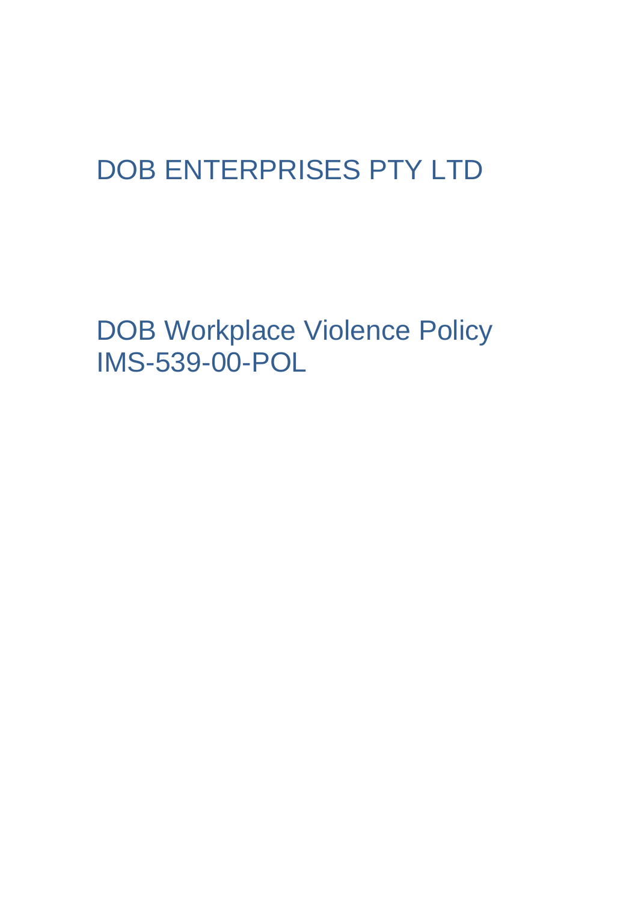# DOB ENTERPRISES PTY LTD

# DOB Workplace Violence Policy
IMS-539-00-POL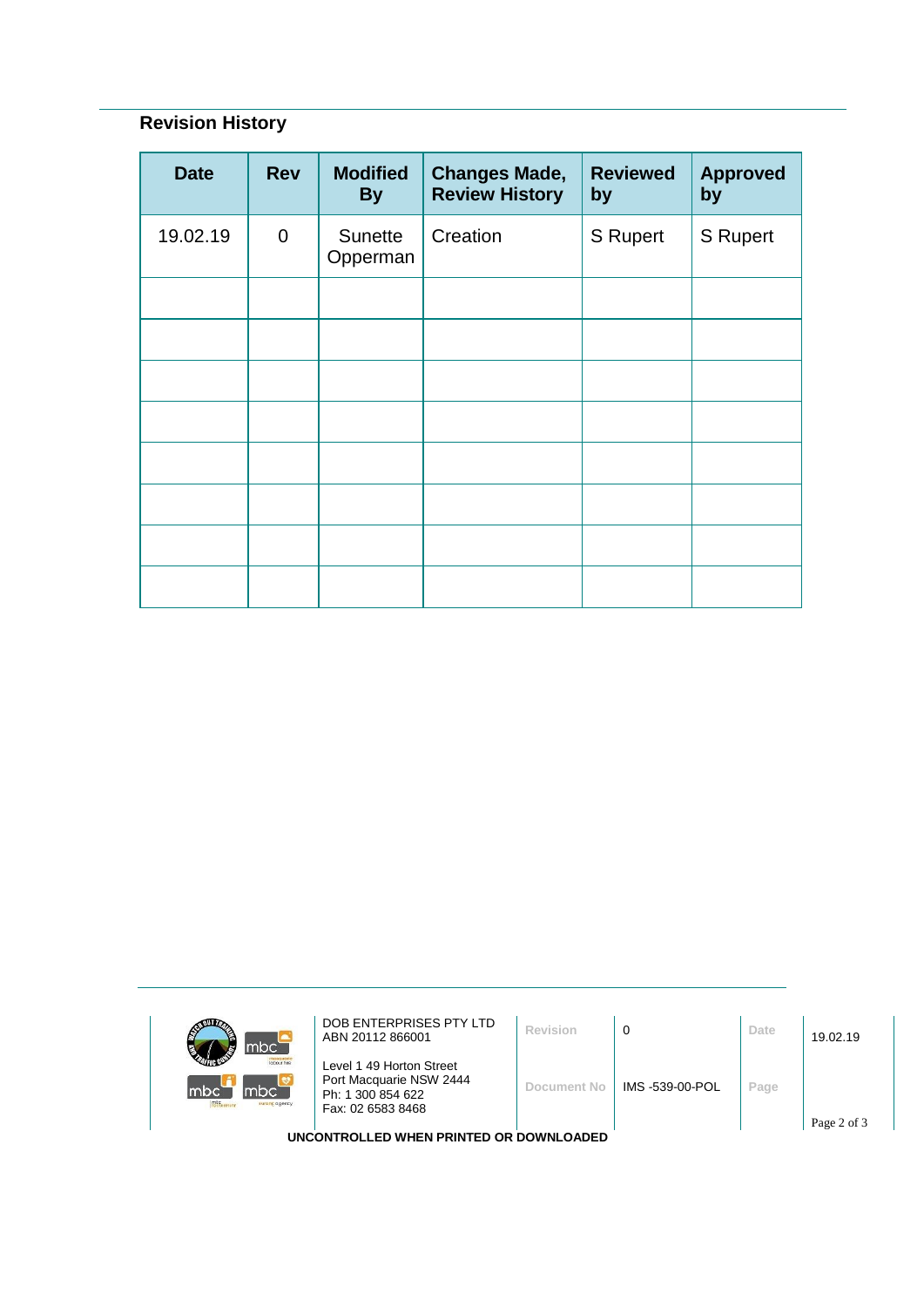## Revision History

| Date | Rev | Modified By | Changes Made, Review History | Reviewed by | Approved by |
|---|---|---|---|---|---|
| 19.02.19 | 0 | Sunette Opperman | Creation | S Rupert | S Rupert |
| | | | | | |
| | | | | | |
| | | | | | |
| | | | | | |
| | | | | | |
| | | | | | |
| | | | | | |
| | | | | | |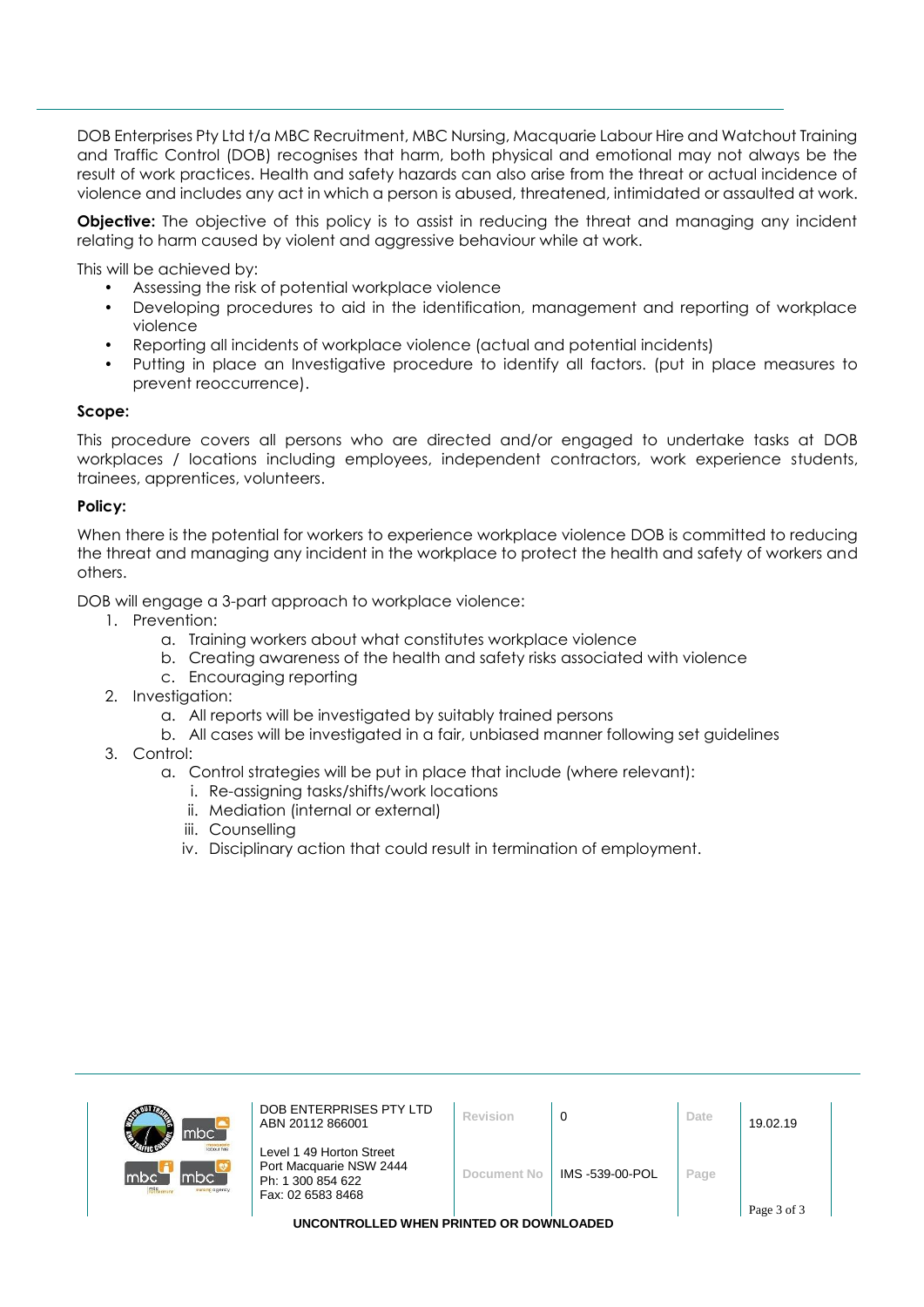DOB Enterprises Pty Ltd t/a MBC Recruitment, MBC Nursing, Macquarie Labour Hire and Watchout Training and Traffic Control (DOB) recognises that harm, both physical and emotional may not always be the result of work practices. Health and safety hazards can also arise from the threat or actual incidence of violence and includes any act in which a person is abused, threatened, intimidated or assaulted at work.

**Objective:** The objective of this policy is to assist in reducing the threat and managing any incident relating to harm caused by violent and aggressive behaviour while at work.

This will be achieved by:

- Assessing the risk of potential workplace violence
- Developing procedures to aid in the identification, management and reporting of workplace violence
- Reporting all incidents of workplace violence (actual and potential incidents)
- Putting in place an Investigative procedure to identify all factors. (put in place measures to prevent reoccurrence).

**Scope:**

This procedure covers all persons who are directed and/or engaged to undertake tasks at DOB workplaces / locations including employees, independent contractors, work experience students, trainees, apprentices, volunteers.

**Policy:**

When there is the potential for workers to experience workplace violence DOB is committed to reducing the threat and managing any incident in the workplace to protect the health and safety of workers and others.

DOB will engage a 3-part approach to workplace violence:

1. Prevention:
   a. Training workers about what constitutes workplace violence
   b. Creating awareness of the health and safety risks associated with violence
   c. Encouraging reporting
2. Investigation:
   a. All reports will be investigated by suitably trained persons
   b. All cases will be investigated in a fair, unbiased manner following set guidelines
3. Control:
   a. Control strategies will be put in place that include (where relevant):
      i. Re-assigning tasks/shifts/work locations
      ii. Mediation (internal or external)
      iii. Counselling
      iv. Disciplinary action that could result in termination of employment.